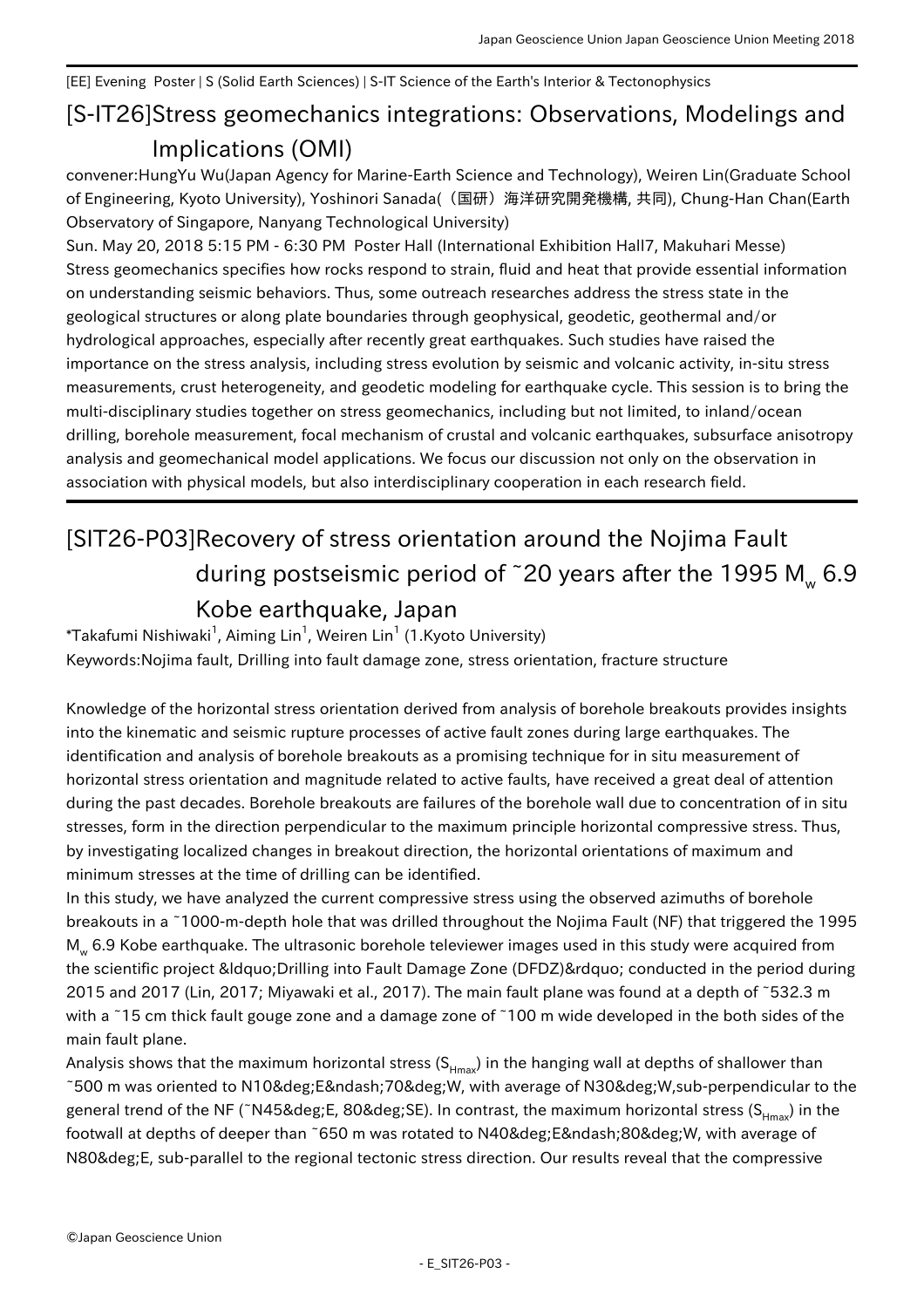[EE] Evening Poster | S (Solid Earth Sciences) | S-IT Science of the Earth's Interior & Tectonophysics

# [S-IT26]Stress geomechanics integrations: Observations, Modelings and Implications (OMI)

convener:HungYu Wu(Japan Agency for Marine-Earth Science and Technology), Weiren Lin(Graduate School of Engineering, Kyoto University), Yoshinori Sanada(（国研）海洋研究開発機構, 共同), Chung-Han Chan(Earth Observatory of Singapore, Nanyang Technological University)

Sun. May 20, 2018 5:15 PM - 6:30 PM Poster Hall (International Exhibition Hall7, Makuhari Messe)

Stress geomechanics specifies how rocks respond to strain, fluid and heat that provide essential information on understanding seismic behaviors. Thus, some outreach researches address the stress state in the geological structures or along plate boundaries through geophysical, geodetic, geothermal and/or hydrological approaches, especially after recently great earthquakes. Such studies have raised the importance on the stress analysis, including stress evolution by seismic and volcanic activity, in-situ stress measurements, crust heterogeneity, and geodetic modeling for earthquake cycle. This session is to bring the multi-disciplinary studies together on stress geomechanics, including but not limited, to inland/ocean drilling, borehole measurement, focal mechanism of crustal and volcanic earthquakes, subsurface anisotropy analysis and geomechanical model applications. We focus our discussion not only on the observation in association with physical models, but also interdisciplinary cooperation in each research field.

---

# [SIT26-P03]Recovery of stress orientation around the Nojima Fault during postseismic period of ˜20 years after the 1995 $M_w$ 6.9 Kobe earthquake, Japan

*Takafumi Nishiwaki[1], Aiming Lin[1], Weiren Lin[1] (1.Kyoto University)

Keywords:Nojima fault, Drilling into fault damage zone, stress orientation, fracture structure

Knowledge of the horizontal stress orientation derived from analysis of borehole breakouts provides insights into the kinematic and seismic rupture processes of active fault zones during large earthquakes. The identification and analysis of borehole breakouts as a promising technique for in situ measurement of horizontal stress orientation and magnitude related to active faults, have received a great deal of attention during the past decades. Borehole breakouts are failures of the borehole wall due to concentration of in situ stresses, form in the direction perpendicular to the maximum principle horizontal compressive stress. Thus, by investigating localized changes in breakout direction, the horizontal orientations of maximum and minimum stresses at the time of drilling can be identified.

In this study, we have analyzed the current compressive stress using the observed azimuths of borehole breakouts in a ˜1000-m-depth hole that was drilled throughout the Nojima Fault (NF) that triggered the 1995 $M_w$ 6.9 Kobe earthquake. The ultrasonic borehole televiewer images used in this study were acquired from the scientific project &ldquo;Drilling into Fault Damage Zone (DFDZ)&rdquo; conducted in the period during 2015 and 2017 (Lin, 2017; Miyawaki et al., 2017). The main fault plane was found at a depth of ˜532.3 m with a ˜15 cm thick fault gouge zone and a damage zone of ˜100 m wide developed in the both sides of the main fault plane.

Analysis shows that the maximum horizontal stress ($S_{Hmax}$) in the hanging wall at depths of shallower than ˜500 m was oriented to N10&deg;E&ndash;70&deg;W, with average of N30&deg;W,sub-perpendicular to the general trend of the NF (˜N45&deg;E, 80&deg;SE). In contrast, the maximum horizontal stress ($S_{Hmax}$) in the footwall at depths of deeper than ˜650 m was rotated to N40&deg;E&ndash;80&deg;W, with average of N80&deg;E, sub-parallel to the regional tectonic stress direction. Our results reveal that the compressive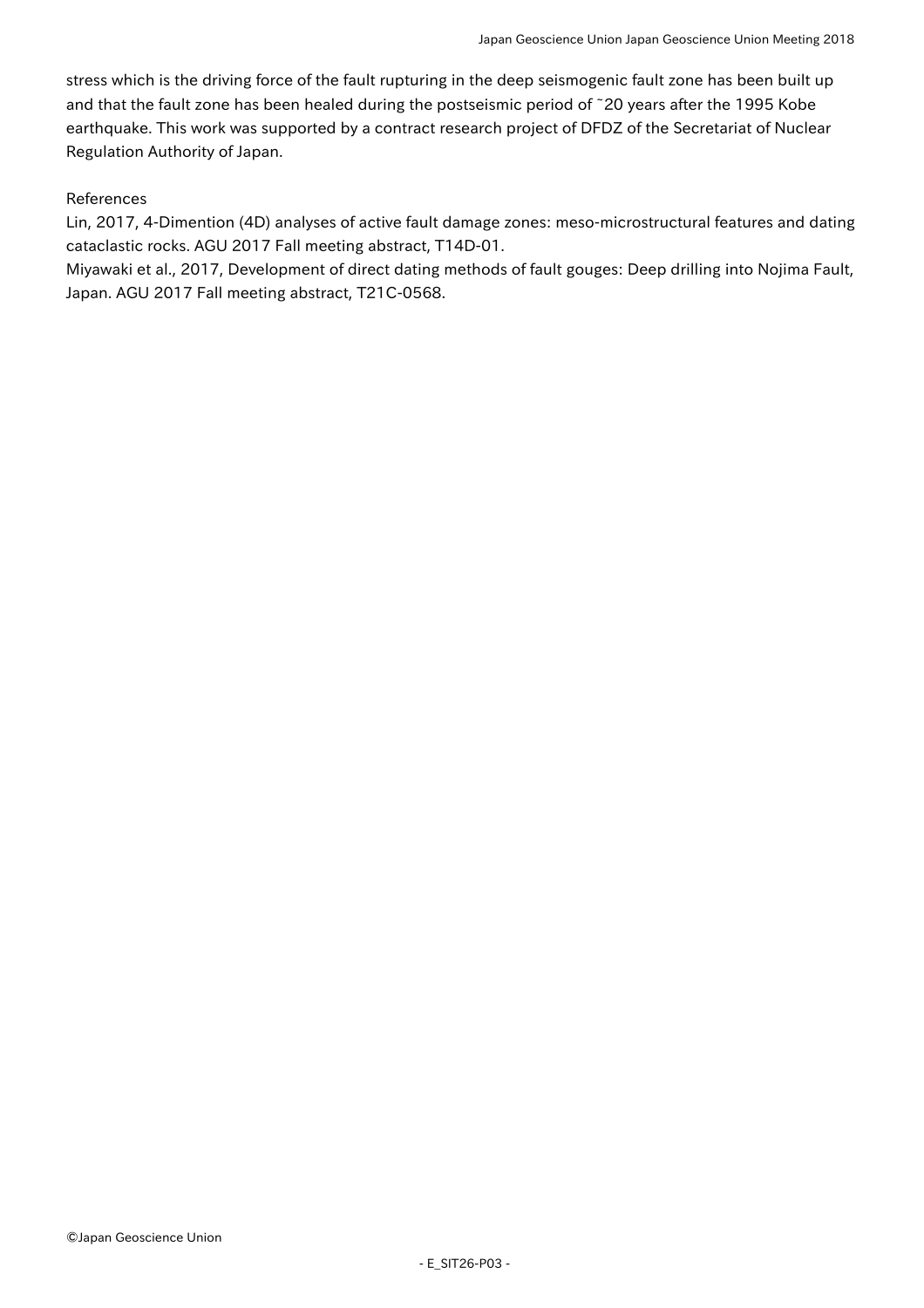stress which is the driving force of the fault rupturing in the deep seismogenic fault zone has been built up and that the fault zone has been healed during the postseismic period of ~20 years after the 1995 Kobe earthquake. This work was supported by a contract research project of DFDZ of the Secretariat of Nuclear Regulation Authority of Japan.

References

Lin, 2017, 4-Dimention (4D) analyses of active fault damage zones: meso-microstructural features and dating cataclastic rocks. AGU 2017 Fall meeting abstract, T14D-01.

Miyawaki et al., 2017, Development of direct dating methods of fault gouges: Deep drilling into Nojima Fault, Japan. AGU 2017 Fall meeting abstract, T21C-0568.